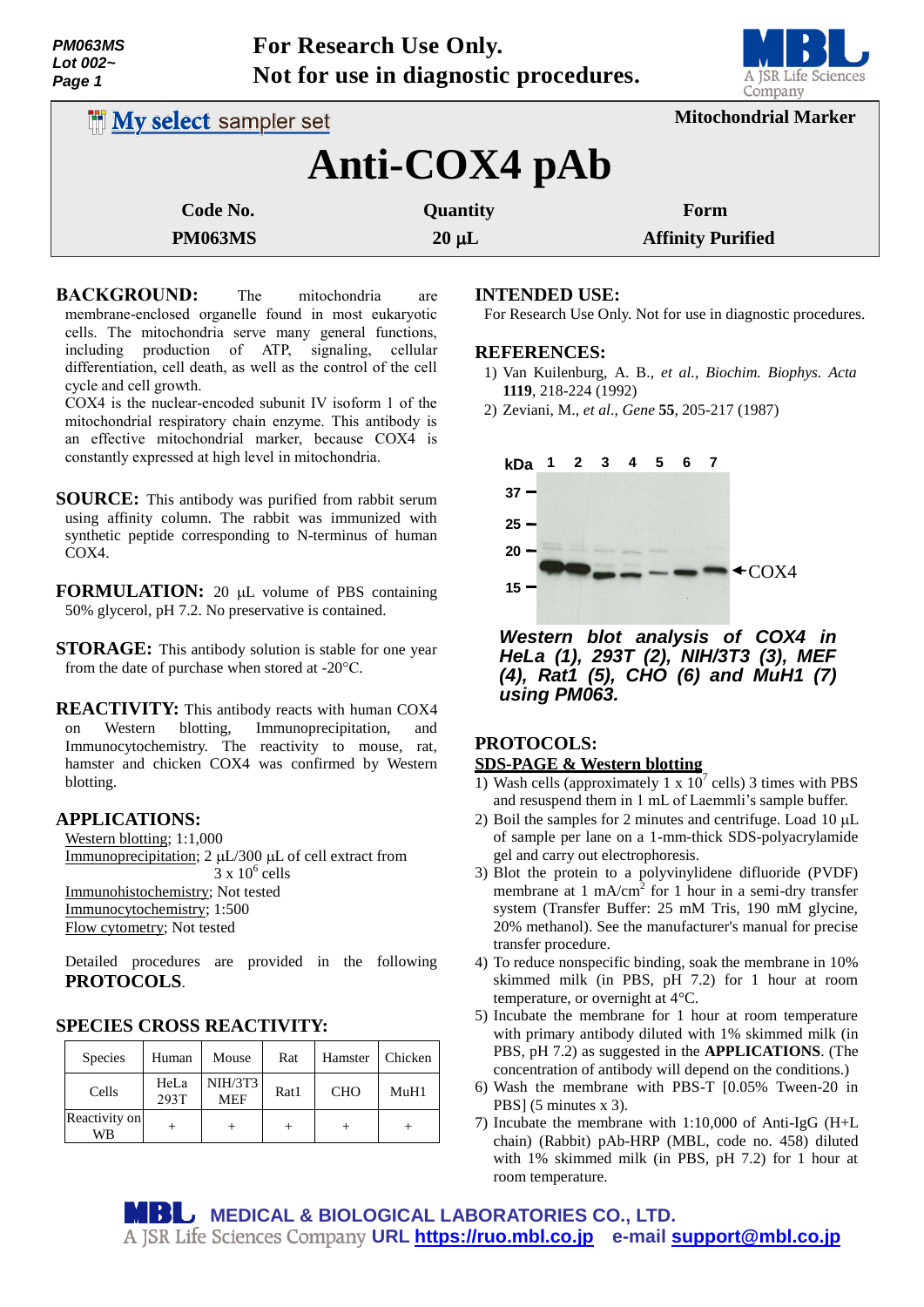**For Research Use Only.**
**Not for use in diagnostic procedures.**

My select sampler set — Mitochondrial Marker

# Anti-COX4 pAb

| Code No. | Quantity | Form |
|---|---|---|
| PM063MS | 20 µL | Affinity Purified |

**BACKGROUND:** The mitochondria are membrane-enclosed organelle found in most eukaryotic cells. The mitochondria serve many general functions, including production of ATP, signaling, cellular differentiation, cell death, as well as the control of the cell cycle and cell growth.
COX4 is the nuclear-encoded subunit IV isoform 1 of the mitochondrial respiratory chain enzyme. This antibody is an effective mitochondrial marker, because COX4 is constantly expressed at high level in mitochondria.

**SOURCE:** This antibody was purified from rabbit serum using affinity column. The rabbit was immunized with synthetic peptide corresponding to N-terminus of human COX4.

**FORMULATION:** 20 µL volume of PBS containing 50% glycerol, pH 7.2. No preservative is contained.

**STORAGE:** This antibody solution is stable for one year from the date of purchase when stored at -20°C.

**REACTIVITY:** This antibody reacts with human COX4 on Western blotting, Immunoprecipitation, and Immunocytochemistry. The reactivity to mouse, rat, hamster and chicken COX4 was confirmed by Western blotting.

## APPLICATIONS:

Western blotting; 1:1,000
Immunoprecipitation; 2 µL/300 µL of cell extract from $3 \times 10^6$ cells
Immunohistochemistry; Not tested
Immunocytochemistry; 1:500
Flow cytometry; Not tested

Detailed procedures are provided in the following **PROTOCOLS**.

## SPECIES CROSS REACTIVITY:

| Species | Human | Mouse | Rat | Hamster | Chicken |
|---|---|---|---|---|---|
| Cells | HeLa 293T | NIH/3T3 MEF | Rat1 | CHO | MuH1 |
| Reactivity on WB | + | + | + | + | + |

## INTENDED USE:

For Research Use Only. Not for use in diagnostic procedures.

## REFERENCES:

1) Van Kuilenburg, A. B., *et al., Biochim. Biophys. Acta* **1119**, 218-224 (1992)
2) Zeviani, M., *et al*., *Gene* **55**, 205-217 (1987)

*Western blot analysis of COX4 in HeLa (1), 293T (2), NIH/3T3 (3), MEF (4), Rat1 (5), CHO (6) and MuH1 (7) using PM063.*

## PROTOCOLS:

### SDS-PAGE & Western blotting

1) Wash cells (approximately $1 \times 10^7$ cells) 3 times with PBS and resuspend them in 1 mL of Laemmli's sample buffer.
2) Boil the samples for 2 minutes and centrifuge. Load 10 µL of sample per lane on a 1-mm-thick SDS-polyacrylamide gel and carry out electrophoresis.
3) Blot the protein to a polyvinylidene difluoride (PVDF) membrane at 1 mA/cm$^2$ for 1 hour in a semi-dry transfer system (Transfer Buffer: 25 mM Tris, 190 mM glycine, 20% methanol). See the manufacturer's manual for precise transfer procedure.
4) To reduce nonspecific binding, soak the membrane in 10% skimmed milk (in PBS, pH 7.2) for 1 hour at room temperature, or overnight at 4°C.
5) Incubate the membrane for 1 hour at room temperature with primary antibody diluted with 1% skimmed milk (in PBS, pH 7.2) as suggested in the **APPLICATIONS**. (The concentration of antibody will depend on the conditions.)
6) Wash the membrane with PBS-T [0.05% Tween-20 in PBS] (5 minutes x 3).
7) Incubate the membrane with 1:10,000 of Anti-IgG (H+L chain) (Rabbit) pAb-HRP (MBL, code no. 458) diluted with 1% skimmed milk (in PBS, pH 7.2) for 1 hour at room temperature.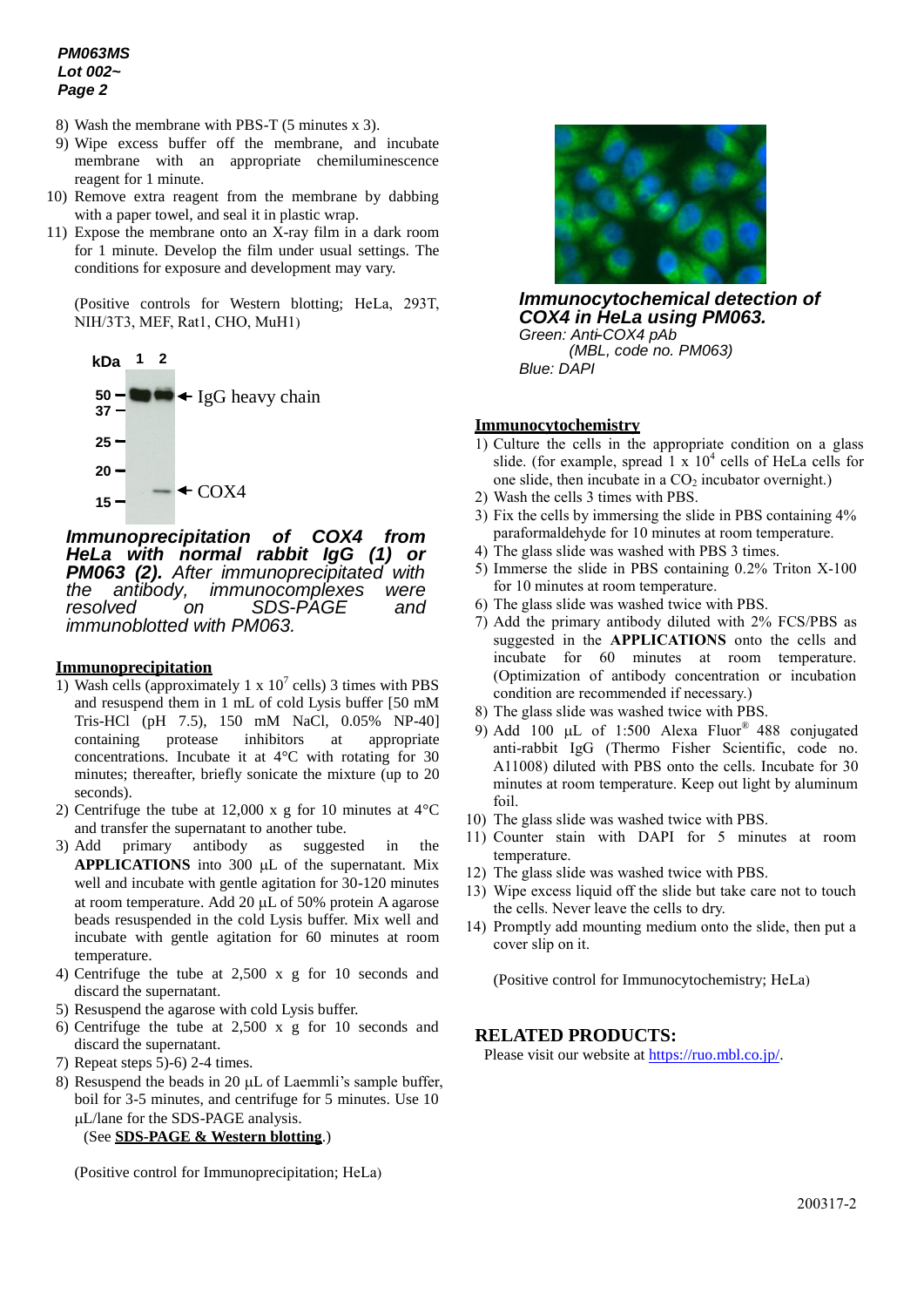8) Wash the membrane with PBS-T (5 minutes x 3).
9) Wipe excess buffer off the membrane, and incubate membrane with an appropriate chemiluminescence reagent for 1 minute.
10) Remove extra reagent from the membrane by dabbing with a paper towel, and seal it in plastic wrap.
11) Expose the membrane onto an X-ray film in a dark room for 1 minute. Develop the film under usual settings. The conditions for exposure and development may vary.

(Positive controls for Western blotting; HeLa, 293T, NIH/3T3, MEF, Rat1, CHO, MuH1)

kDa 1 2
50
37
25
20
15
IgG heavy chain
COX4

***Immunoprecipitation of COX4 from HeLa with normal rabbit IgG (1) or PM063 (2).*** *After immunoprecipitated with the antibody, immunocomplexes were resolved on SDS-PAGE and immunoblotted with PM063.*

## Immunoprecipitation

1) Wash cells (approximately 1 x $10^7$ cells) 3 times with PBS and resuspend them in 1 mL of cold Lysis buffer [50 mM Tris-HCl (pH 7.5), 150 mM NaCl, 0.05% NP-40] containing protease inhibitors at appropriate concentrations. Incubate it at 4°C with rotating for 30 minutes; thereafter, briefly sonicate the mixture (up to 20 seconds).
2) Centrifuge the tube at 12,000 x g for 10 minutes at 4°C and transfer the supernatant to another tube.
3) Add primary antibody as suggested in the **APPLICATIONS** into 300 µL of the supernatant. Mix well and incubate with gentle agitation for 30-120 minutes at room temperature. Add 20 µL of 50% protein A agarose beads resuspended in the cold Lysis buffer. Mix well and incubate with gentle agitation for 60 minutes at room temperature.
4) Centrifuge the tube at 2,500 x g for 10 seconds and discard the supernatant.
5) Resuspend the agarose with cold Lysis buffer.
6) Centrifuge the tube at 2,500 x g for 10 seconds and discard the supernatant.
7) Repeat steps 5)-6) 2-4 times.
8) Resuspend the beads in 20 µL of Laemmli's sample buffer, boil for 3-5 minutes, and centrifuge for 5 minutes. Use 10 µL/lane for the SDS-PAGE analysis.
   (See **SDS-PAGE & Western blotting**.)

(Positive control for Immunoprecipitation; HeLa)

***Immunocytochemical detection of COX4 in HeLa using PM063.***
*Green: Anti-COX4 pAb*
*(MBL, code no. PM063)*
*Blue: DAPI*

## Immunocytochemistry

1) Culture the cells in the appropriate condition on a glass slide. (for example, spread 1 x $10^4$ cells of HeLa cells for one slide, then incubate in a $CO_2$ incubator overnight.)
2) Wash the cells 3 times with PBS.
3) Fix the cells by immersing the slide in PBS containing 4% paraformaldehyde for 10 minutes at room temperature.
4) The glass slide was washed with PBS 3 times.
5) Immerse the slide in PBS containing 0.2% Triton X-100 for 10 minutes at room temperature.
6) The glass slide was washed twice with PBS.
7) Add the primary antibody diluted with 2% FCS/PBS as suggested in the **APPLICATIONS** onto the cells and incubate for 60 minutes at room temperature. (Optimization of antibody concentration or incubation condition are recommended if necessary.)
8) The glass slide was washed twice with PBS.
9) Add 100 µL of 1:500 Alexa Fluor® 488 conjugated anti-rabbit IgG (Thermo Fisher Scientific, code no. A11008) diluted with PBS onto the cells. Incubate for 30 minutes at room temperature. Keep out light by aluminum foil.
10) The glass slide was washed twice with PBS.
11) Counter stain with DAPI for 5 minutes at room temperature.
12) The glass slide was washed twice with PBS.
13) Wipe excess liquid off the slide but take care not to touch the cells. Never leave the cells to dry.
14) Promptly add mounting medium onto the slide, then put a cover slip on it.

(Positive control for Immunocytochemistry; HeLa)

## RELATED PRODUCTS:

Please visit our website at https://ruo.mbl.co.jp/.

200317-2